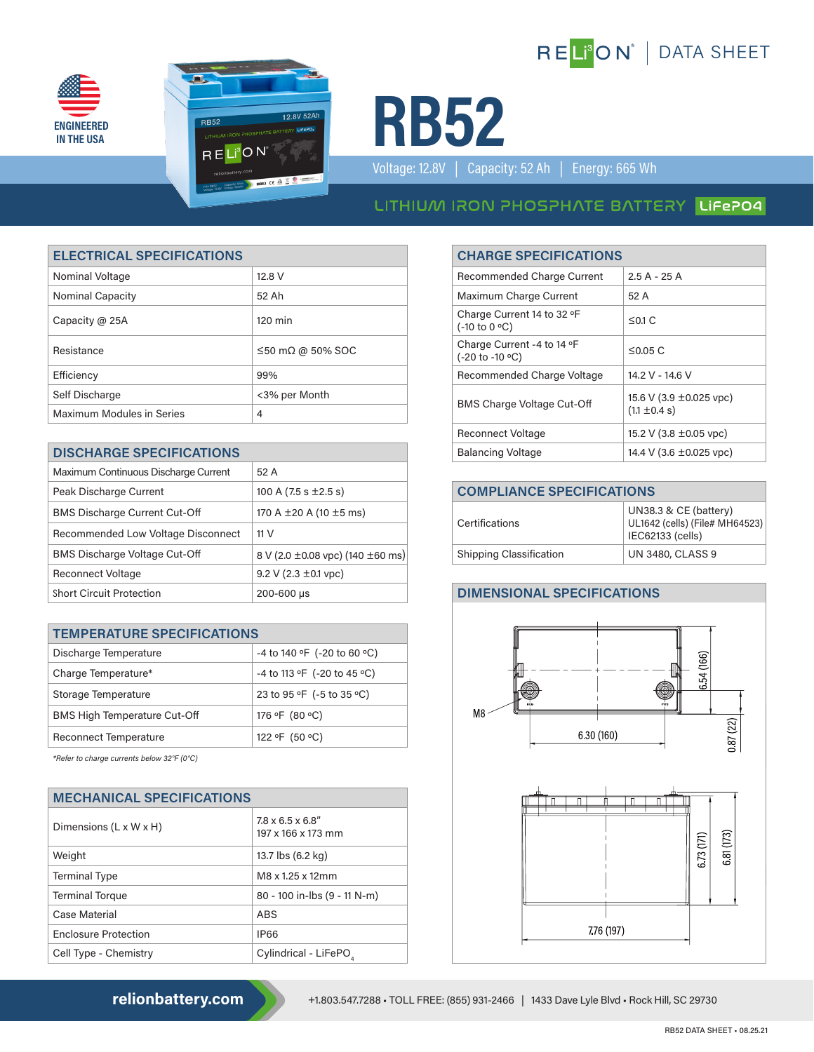RELiON | DATA SHEET

ENGINEERED IN THE USA

# RB52

Voltage: 12.8V | Capacity: 52 Ah | Energy: 665 Wh

LITHIUM IRON PHOSPHATE BATTERY LiFePO4

## ELECTRICAL SPECIFICATIONS

| ELECTRICAL SPECIFICATIONS | |
|---|---|
| Nominal Voltage | 12.8 V |
| Nominal Capacity | 52 Ah |
| Capacity @ 25A | 120 min |
| Resistance | ≤50 mΩ @ 50% SOC |
| Efficiency | 99% |
| Self Discharge | <3% per Month |
| Maximum Modules in Series | 4 |

## DISCHARGE SPECIFICATIONS

| DISCHARGE SPECIFICATIONS | |
|---|---|
| Maximum Continuous Discharge Current | 52 A |
| Peak Discharge Current | 100 A (7.5 s ±2.5 s) |
| BMS Discharge Current Cut-Off | 170 A ±20 A (10 ±5 ms) |
| Recommended Low Voltage Disconnect | 11 V |
| BMS Discharge Voltage Cut-Off | 8 V (2.0 ±0.08 vpc) (140 ±60 ms) |
| Reconnect Voltage | 9.2 V (2.3 ±0.1 vpc) |
| Short Circuit Protection | 200-600 μs |

## TEMPERATURE SPECIFICATIONS

| TEMPERATURE SPECIFICATIONS | |
|---|---|
| Discharge Temperature | -4 to 140 ºF (-20 to 60 ºC) |
| Charge Temperature* | -4 to 113 ºF (-20 to 45 ºC) |
| Storage Temperature | 23 to 95 ºF (-5 to 35 ºC) |
| BMS High Temperature Cut-Off | 176 ºF (80 ºC) |
| Reconnect Temperature | 122 ºF (50 ºC) |

*\*Refer to charge currents below 32°F (0°C)*

## MECHANICAL SPECIFICATIONS

| MECHANICAL SPECIFICATIONS | |
|---|---|
| Dimensions (L x W x H) | 7.8 x 6.5 x 6.8"<br>197 x 166 x 173 mm |
| Weight | 13.7 lbs (6.2 kg) |
| Terminal Type | M8 x 1.25 x 12mm |
| Terminal Torque | 80 - 100 in-lbs (9 - 11 N-m) |
| Case Material | ABS |
| Enclosure Protection | IP66 |
| Cell Type - Chemistry | Cylindrical - $LiFePO_4$ |

## CHARGE SPECIFICATIONS

| CHARGE SPECIFICATIONS | |
|---|---|
| Recommended Charge Current | 2.5 A - 25 A |
| Maximum Charge Current | 52 A |
| Charge Current 14 to 32 ºF (-10 to 0 ºC) | ≤0.1 C |
| Charge Current -4 to 14 ºF (-20 to -10 ºC) | ≤0.05 C |
| Recommended Charge Voltage | 14.2 V - 14.6 V |
| BMS Charge Voltage Cut-Off | 15.6 V (3.9 ±0.025 vpc) (1.1 ±0.4 s) |
| Reconnect Voltage | 15.2 V (3.8 ±0.05 vpc) |
| Balancing Voltage | 14.4 V (3.6 ±0.025 vpc) |

## COMPLIANCE SPECIFICATIONS

| COMPLIANCE SPECIFICATIONS | |
|---|---|
| Certifications | UN38.3 & CE (battery)<br>UL1642 (cells) (File# MH64523)<br>IEC62133 (cells) |
| Shipping Classification | UN 3480, CLASS 9 |

## DIMENSIONAL SPECIFICATIONS

M8

6.30 (160)

6.54 (166)

0.87 (22)

6.73 (171)

6.81 (173)

7.76 (197)

relionbattery.com

+1.803.547.7288 • TOLL FREE: (855) 931-2466 | 1433 Dave Lyle Blvd • Rock Hill, SC 29730

RB52 DATA SHEET • 08.25.21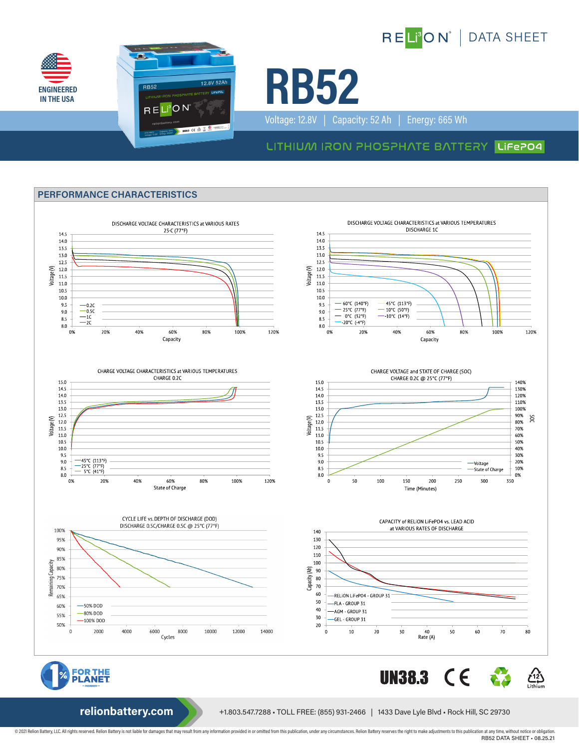ENGINEERED IN THE USA

RELiON | DATA SHEET

# RB52

Voltage: 12.8V | Capacity: 52 Ah | Energy: 665 Wh

LITHIUM IRON PHOSPHATE BATTERY LiFePO4

## PERFORMANCE CHARACTERISTICS

DISCHARGE VOLTAGE CHARACTERISTICS at VARIOUS RATES
25°C (77°F)

Voltage (V)
14.5
14.0
13.5
13.0
12.5
12.0
11.5
11.0
10.5
10.0
9.5
9.0
8.5
8.0

0.2C
0.5C
1C
2C

0% 20% 40% 60% 80% 100% 120%
Capacity

DISCHARGE VOLTAGE CHARACTERISTICS at VARIOUS TEMPERATURES
DISCHARGE 1C

Voltage (V)
14.5
14.0
13.5
13.0
12.5
12.0
11.5
11.0
10.5
10.0
9.5
9.0
8.5
8.0

60°C (140°F)
25°C (77°F)
0°C (32°F)
-20°C (-4°F)
45°C (113°F)
10°C (50°F)
-10°C (14°F)

0% 20% 40% 60% 80% 100% 120%
Capacity

CHARGE VOLTAGE CHARACTERISTICS at VARIOUS TEMPERATURES
CHARGE 0.2C

Voltage (V)
15.0
14.5
14.0
13.5
13.0
12.5
12.0
11.5
11.0
10.5
10.0
9.5
9.0
8.5
8.0

45°C (113°F)
25°C (77°F)
5°C (41°F)

0% 20% 40% 60% 80% 100% 120%
State of Charge

CHARGE VOLTAGE and STATE OF CHARGE (SOC)
CHARGE 0.2C @ 25°C (77°F)

Voltage (V)
15.0
14.5
14.0
13.5
13.0
12.5
12.0
11.5
11.0
10.5
10.0
9.5
9.0
8.5
8.0

SOC
140%
130%
120%
110%
100%
90%
80%
70%
60%
50%
40%
30%
20%
10%
0%

Voltage
State of Charge

0 50 100 150 200 250 300 350
Time (Minutes)

CYCLE LIFE vs. DEPTH OF DISCHARGE (DOD)
DISCHARGE 0.5C/CHARGE 0.5C @ 25°C (77°F)

Remaining Capacity
100%
95%
90%
85%
80%
75%
70%
65%
60%
55%
50%

50% DOD
80% DOD
100% DOD

0 2000 4000 6000 8000 10000 12000 14000
Cycles

CAPACITY of RELiON LiFePO4 vs. LEAD ACID
at VARIOUS RATES OF DISCHARGE

Capacity (Ah)
140
130
120
110
100
90
80
70
60
50
40
30
20

RELiON LiFePO4 - GROUP 31
FLA - GROUP 31
AGM - GROUP 31
GEL - GROUP 31

0 10 20 30 40 50 60 70 80
Rate (A)

1% FOR THE PLANET — MEMBER —

UN38.3 CE 12 Lithium

**relionbattery.com** +1.803.547.7288 • TOLL FREE: (855) 931-2466 | 1433 Dave Lyle Blvd • Rock Hill, SC 29730

© 2021 Relion Battery, LLC. All rights reserved. Relion Battery is not liable for damages that may result from any information provided in or omitted from this publication, under any circumstances. Relion Battery reserves the right to make adjustments to this publication at any time, without notice or obligation.
RB52 DATA SHEET • 08.25.21